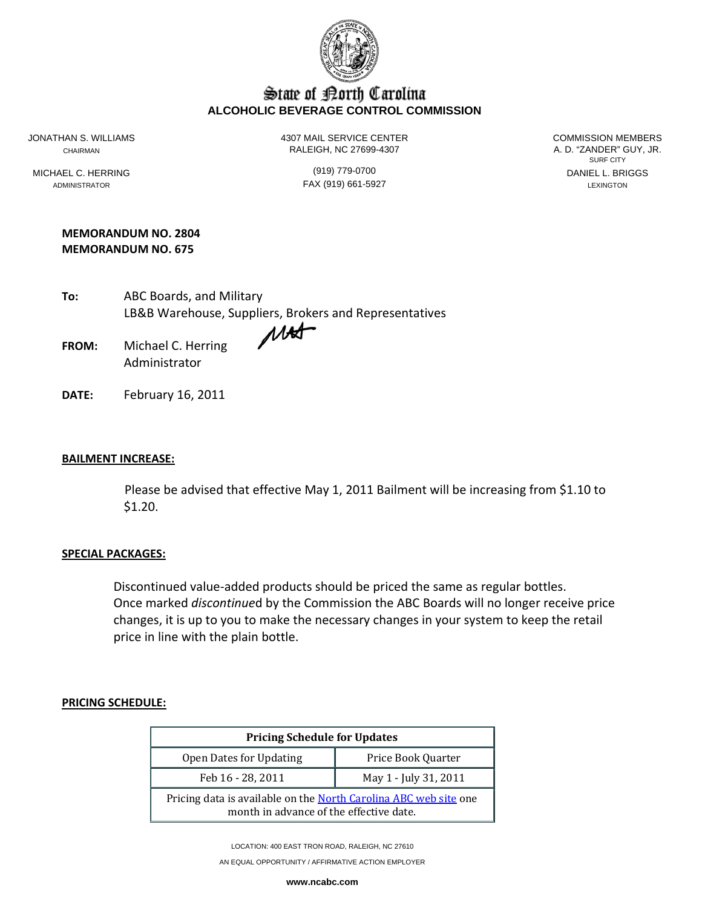# State of North Carolina
## ALCOHOLIC BEVERAGE CONTROL COMMISSION

JONATHAN S. WILLIAMS
CHAIRMAN

MICHAEL C. HERRING
ADMINISTRATOR

4307 MAIL SERVICE CENTER
RALEIGH, NC 27699-4307

(919) 779-0700
FAX (919) 661-5927

COMMISSION MEMBERS
A. D. "ZANDER" GUY, JR.
SURF CITY

DANIEL L. BRIGGS
LEXINGTON

**MEMORANDUM NO. 2804**
**MEMORANDUM NO. 675**

**To:** ABC Boards, and Military
LB&B Warehouse, Suppliers, Brokers and Representatives

**FROM:** Michael C. Herring
Administrator

**DATE:** February 16, 2011

**BAILMENT INCREASE:**

Please be advised that effective May 1, 2011 Bailment will be increasing from $1.10 to $1.20.

**SPECIAL PACKAGES:**

Discontinued value-added products should be priced the same as regular bottles. Once marked *discontinue*d by the Commission the ABC Boards will no longer receive price changes, it is up to you to make the necessary changes in your system to keep the retail price in line with the plain bottle.

**PRICING SCHEDULE:**

| **Pricing Schedule for Updates** | |
|---|---|
| Open Dates for Updating | Price Book Quarter |
| Feb 16 - 28, 2011 | May 1 - July 31, 2011 |
| Pricing data is available on the North Carolina ABC web site one month in advance of the effective date. | |

LOCATION: 400 EAST TRON ROAD, RALEIGH, NC 27610

AN EQUAL OPPORTUNITY / AFFIRMATIVE ACTION EMPLOYER

**www.ncabc.com**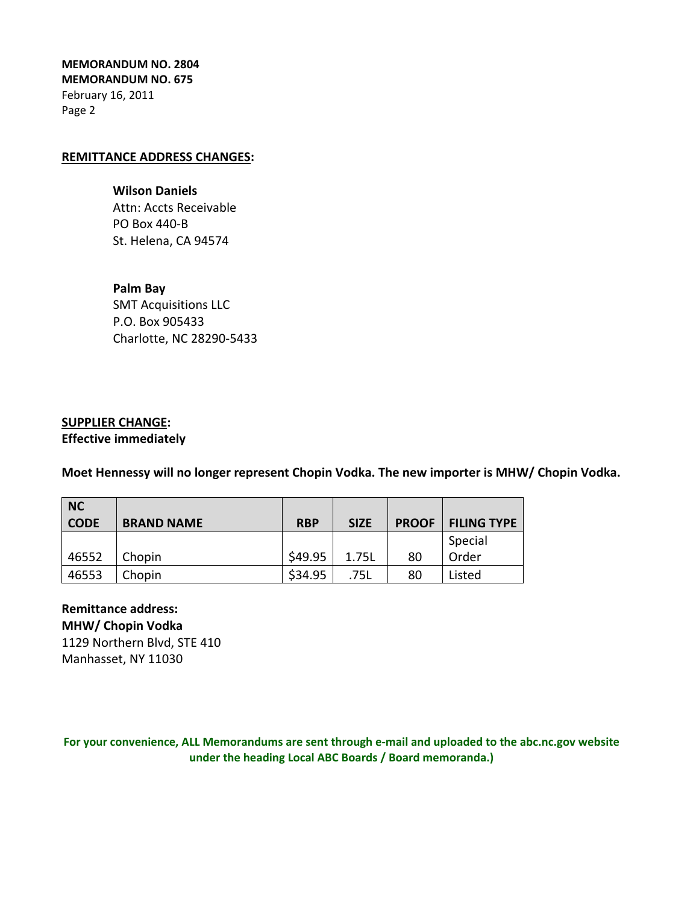**MEMORANDUM NO. 2804**
**MEMORANDUM NO. 675**
February 16, 2011

## REMITTANCE ADDRESS CHANGES:

**Wilson Daniels**
Attn: Accts Receivable
PO Box 440-B
St. Helena, CA 94574

**Palm Bay**
SMT Acquisitions LLC
P.O. Box 905433
Charlotte, NC 28290-5433

## SUPPLIER CHANGE:

**Effective immediately**

**Moet Hennessy will no longer represent Chopin Vodka. The new importer is MHW/ Chopin Vodka.**

| NC CODE | BRAND NAME | RBP | SIZE | PROOF | FILING TYPE |
|---|---|---|---|---|---|
| 46552 | Chopin | $49.95 | 1.75L | 80 | Special Order |
| 46553 | Chopin | $34.95 | .75L | 80 | Listed |

**Remittance address:**
**MHW/ Chopin Vodka**
1129 Northern Blvd, STE 410
Manhasset, NY 11030

**For your convenience, ALL Memorandums are sent through e-mail and uploaded to the abc.nc.gov website under the heading Local ABC Boards / Board memoranda.)**